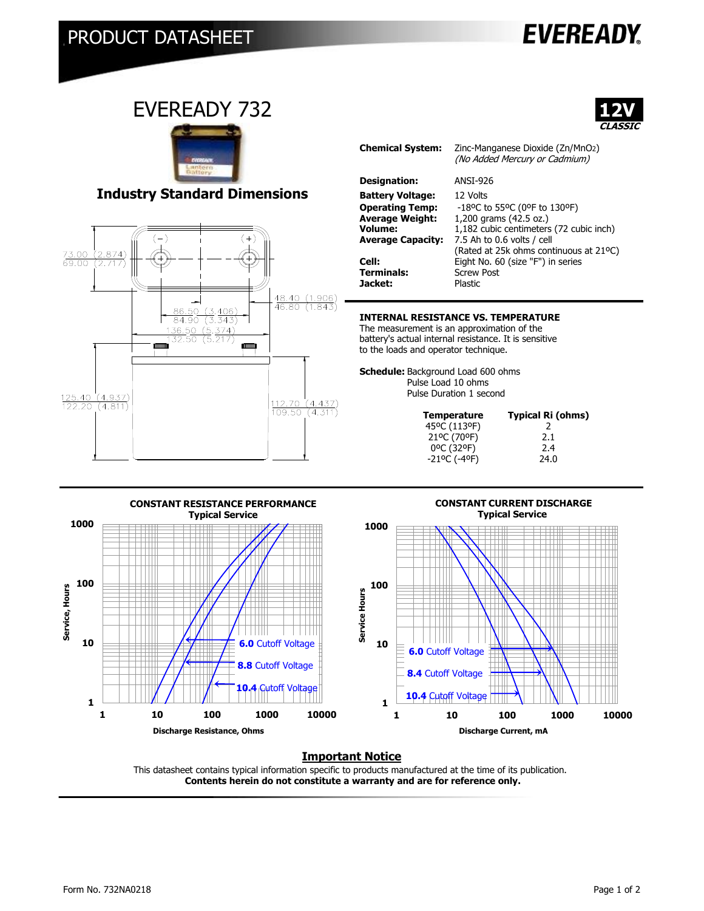PRODUCT DATASHEET

**EVEREADY**

# EVEREADY 732

**12V** *CLASSIC*

## Industry Standard Dimensions

73.00 (2.874)
69.00 (2.717)

86.50 (3.406)
84.90 (3.343)

136.50 (5.374)
132.50 (5.217)

48.40 (1.906)
46.80 (1.843)

125.40 (4.937)
122.20 (4.811)

112.70 (4.437)
109.50 (4.311)

| | |
|---|---|
| **Chemical System:** | Zinc-Manganese Dioxide ($Zn/MnO_2$) *(No Added Mercury or Cadmium)* |
| **Designation:** | ANSI-926 |
| **Battery Voltage:** | 12 Volts |
| **Operating Temp:** | -18ºC to 55ºC (0ºF to 130ºF) |
| **Average Weight:** | 1,200 grams (42.5 oz.) |
| **Volume:** | 1,182 cubic centimeters (72 cubic inch) |
| **Average Capacity:** | 7.5 Ah to 0.6 volts / cell (Rated at 25k ohms continuous at 21ºC) |
| **Cell:** | Eight No. 60 (size "F") in series |
| **Terminals:** | Screw Post |
| **Jacket:** | Plastic |

### INTERNAL RESISTANCE VS. TEMPERATURE

The measurement is an approximation of the battery's actual internal resistance. It is sensitive to the loads and operator technique.

**Schedule:** Background Load 600 ohms
Pulse Load 10 ohms
Pulse Duration 1 second

| Temperature | Typical Ri (ohms) |
|---|---|
| 45ºC (113ºF) | 2 |
| 21ºC (70ºF) | 2.1 |
| 0ºC (32ºF) | 2.4 |
| -21ºC (-4ºF) | 24.0 |

### CONSTANT RESISTANCE PERFORMANCE
**Typical Service**

Service, Hours (1–1000) vs. Discharge Resistance, Ohms (1–10000)

Curves: **6.0** Cutoff Voltage, **8.8** Cutoff Voltage, **10.4** Cutoff Voltage

### CONSTANT CURRENT DISCHARGE
**Typical Service**

Service Hours (1–1000) vs. Discharge Current, mA (1–10000)

Curves: **6.0** Cutoff Voltage, **8.4** Cutoff Voltage, **10.4** Cutoff Voltage

## Important Notice

This datasheet contains typical information specific to products manufactured at the time of its publication.
**Contents herein do not constitute a warranty and are for reference only.**

Form No. 732NA0218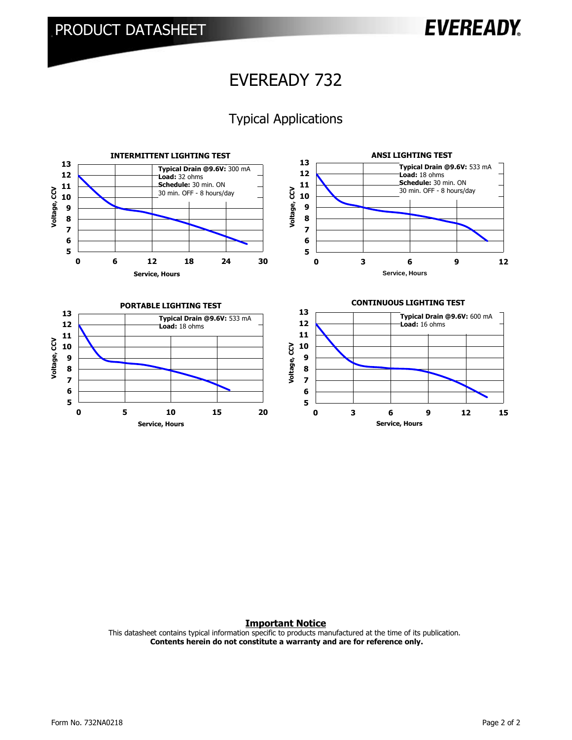# EVEREADY 732

## Typical Applications

**INTERMITTENT LIGHTING TEST**

**Typical Drain @9.6V:** 300 mA
**Load:** 32 ohms
**Schedule:** 30 min. ON
30 min. OFF - 8 hours/day

Voltage, CCV: 13, 12, 11, 10, 9, 8, 7, 6, 5
Service, Hours: 0, 6, 12, 18, 24, 30

**ANSI LIGHTING TEST**

**Typical Drain @9.6V:** 533 mA
**Load:** 18 ohms
**Schedule:** 30 min. ON
30 min. OFF - 8 hours/day

Voltage, CCV: 13, 12, 11, 10, 9, 8, 7, 6, 5
Service, Hours: 0, 3, 6, 9, 12

**PORTABLE LIGHTING TEST**

**Typical Drain @9.6V:** 533 mA
**Load:** 18 ohms

Voltage, CCV: 13, 12, 11, 10, 9, 8, 7, 6, 5
Service, Hours: 0, 5, 10, 15, 20

**CONTINUOUS LIGHTING TEST**

**Typical Drain @9.6V:** 600 mA
**Load:** 16 ohms

Voltage, CCV: 13, 12, 11, 10, 9, 8, 7, 6, 5
Service, Hours: 0, 3, 6, 9, 12, 15

**Important Notice**

This datasheet contains typical information specific to products manufactured at the time of its publication.
**Contents herein do not constitute a warranty and are for reference only.**

Form No. 732NA0218